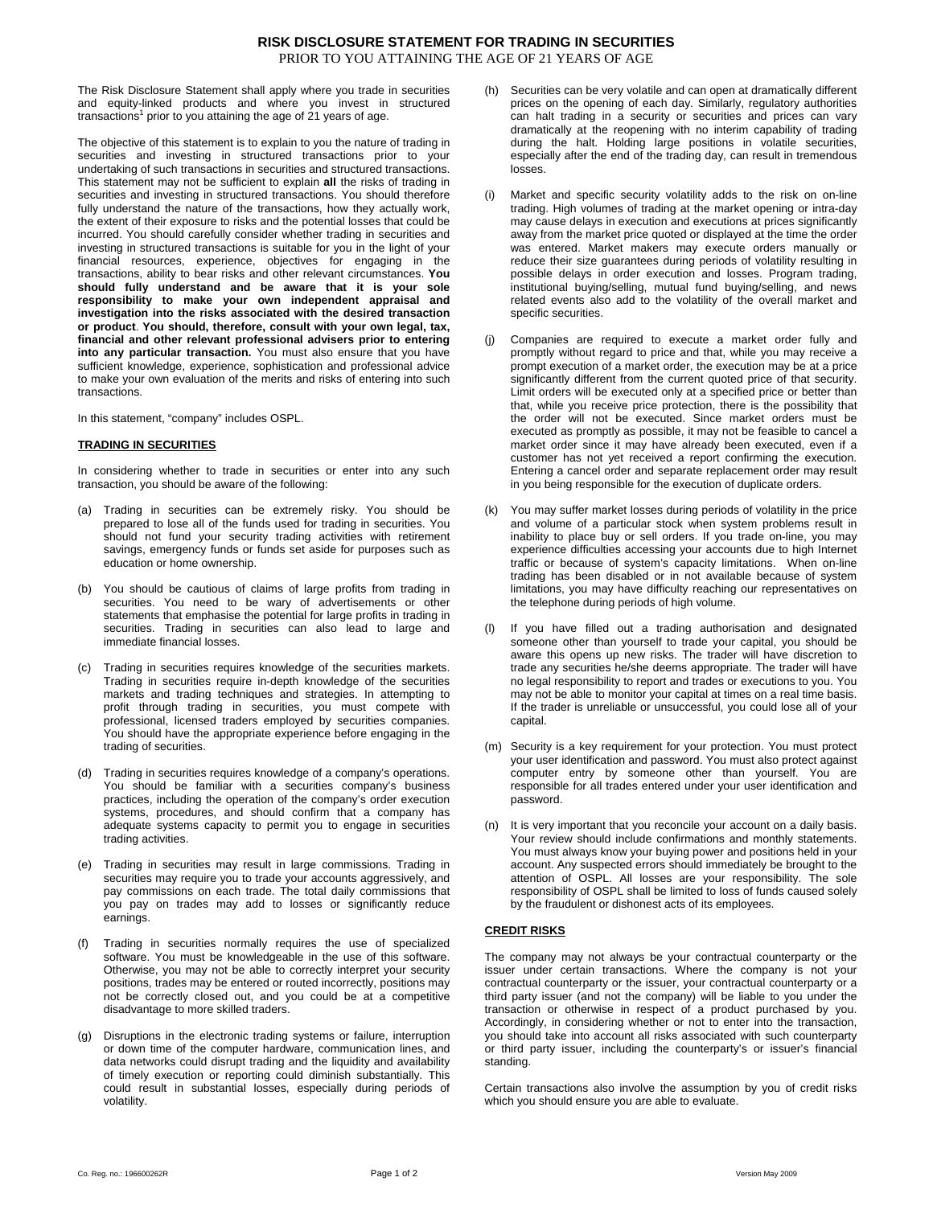# RISK DISCLOSURE STATEMENT FOR TRADING IN SECURITIES

PRIOR TO YOU ATTAINING THE AGE OF 21 YEARS OF AGE

The Risk Disclosure Statement shall apply where you trade in securities and equity-linked products and where you invest in structured transactions[1] prior to you attaining the age of 21 years of age.

The objective of this statement is to explain to you the nature of trading in securities and investing in structured transactions prior to your undertaking of such transactions in securities and structured transactions. This statement may not be sufficient to explain **all** the risks of trading in securities and investing in structured transactions. You should therefore fully understand the nature of the transactions, how they actually work, the extent of their exposure to risks and the potential losses that could be incurred. You should carefully consider whether trading in securities and investing in structured transactions is suitable for you in the light of your financial resources, experience, objectives for engaging in the transactions, ability to bear risks and other relevant circumstances. **You should fully understand and be aware that it is your sole responsibility to make your own independent appraisal and investigation into the risks associated with the desired transaction or product**. **You should, therefore, consult with your own legal, tax, financial and other relevant professional advisers prior to entering into any particular transaction.** You must also ensure that you have sufficient knowledge, experience, sophistication and professional advice to make your own evaluation of the merits and risks of entering into such transactions.

In this statement, "company" includes OSPL.

## TRADING IN SECURITIES

In considering whether to trade in securities or enter into any such transaction, you should be aware of the following:

(a) Trading in securities can be extremely risky. You should be prepared to lose all of the funds used for trading in securities. You should not fund your security trading activities with retirement savings, emergency funds or funds set aside for purposes such as education or home ownership.

(b) You should be cautious of claims of large profits from trading in securities. You need to be wary of advertisements or other statements that emphasise the potential for large profits in trading in securities. Trading in securities can also lead to large and immediate financial losses.

(c) Trading in securities requires knowledge of the securities markets. Trading in securities require in-depth knowledge of the securities markets and trading techniques and strategies. In attempting to profit through trading in securities, you must compete with professional, licensed traders employed by securities companies. You should have the appropriate experience before engaging in the trading of securities.

(d) Trading in securities requires knowledge of a company's operations. You should be familiar with a securities company's business practices, including the operation of the company's order execution systems, procedures, and should confirm that a company has adequate systems capacity to permit you to engage in securities trading activities.

(e) Trading in securities may result in large commissions. Trading in securities may require you to trade your accounts aggressively, and pay commissions on each trade. The total daily commissions that you pay on trades may add to losses or significantly reduce earnings.

(f) Trading in securities normally requires the use of specialized software. You must be knowledgeable in the use of this software. Otherwise, you may not be able to correctly interpret your security positions, trades may be entered or routed incorrectly, positions may not be correctly closed out, and you could be at a competitive disadvantage to more skilled traders.

(g) Disruptions in the electronic trading systems or failure, interruption or down time of the computer hardware, communication lines, and data networks could disrupt trading and the liquidity and availability of timely execution or reporting could diminish substantially. This could result in substantial losses, especially during periods of volatility.

(h) Securities can be very volatile and can open at dramatically different prices on the opening of each day. Similarly, regulatory authorities can halt trading in a security or securities and prices can vary dramatically at the reopening with no interim capability of trading during the halt. Holding large positions in volatile securities, especially after the end of the trading day, can result in tremendous losses.

(i) Market and specific security volatility adds to the risk on on-line trading. High volumes of trading at the market opening or intra-day may cause delays in execution and executions at prices significantly away from the market price quoted or displayed at the time the order was entered. Market makers may execute orders manually or reduce their size guarantees during periods of volatility resulting in possible delays in order execution and losses. Program trading, institutional buying/selling, mutual fund buying/selling, and news related events also add to the volatility of the overall market and specific securities.

(j) Companies are required to execute a market order fully and promptly without regard to price and that, while you may receive a prompt execution of a market order, the execution may be at a price significantly different from the current quoted price of that security. Limit orders will be executed only at a specified price or better than that, while you receive price protection, there is the possibility that the order will not be executed. Since market orders must be executed as promptly as possible, it may not be feasible to cancel a market order since it may have already been executed, even if a customer has not yet received a report confirming the execution. Entering a cancel order and separate replacement order may result in you being responsible for the execution of duplicate orders.

(k) You may suffer market losses during periods of volatility in the price and volume of a particular stock when system problems result in inability to place buy or sell orders. If you trade on-line, you may experience difficulties accessing your accounts due to high Internet traffic or because of system's capacity limitations. When on-line trading has been disabled or in not available because of system limitations, you may have difficulty reaching our representatives on the telephone during periods of high volume.

(l) If you have filled out a trading authorisation and designated someone other than yourself to trade your capital, you should be aware this opens up new risks. The trader will have discretion to trade any securities he/she deems appropriate. The trader will have no legal responsibility to report and trades or executions to you. You may not be able to monitor your capital at times on a real time basis. If the trader is unreliable or unsuccessful, you could lose all of your capital.

(m) Security is a key requirement for your protection. You must protect your user identification and password. You must also protect against computer entry by someone other than yourself. You are responsible for all trades entered under your user identification and password.

(n) It is very important that you reconcile your account on a daily basis. Your review should include confirmations and monthly statements. You must always know your buying power and positions held in your account. Any suspected errors should immediately be brought to the attention of OSPL. All losses are your responsibility. The sole responsibility of OSPL shall be limited to loss of funds caused solely by the fraudulent or dishonest acts of its employees.

## CREDIT RISKS

The company may not always be your contractual counterparty or the issuer under certain transactions. Where the company is not your contractual counterparty or the issuer, your contractual counterparty or a third party issuer (and not the company) will be liable to you under the transaction or otherwise in respect of a product purchased by you. Accordingly, in considering whether or not to enter into the transaction, you should take into account all risks associated with such counterparty or third party issuer, including the counterparty's or issuer's financial standing.

Certain transactions also involve the assumption by you of credit risks which you should ensure you are able to evaluate.

Co. Reg. no.: 196600262R

Version May 2009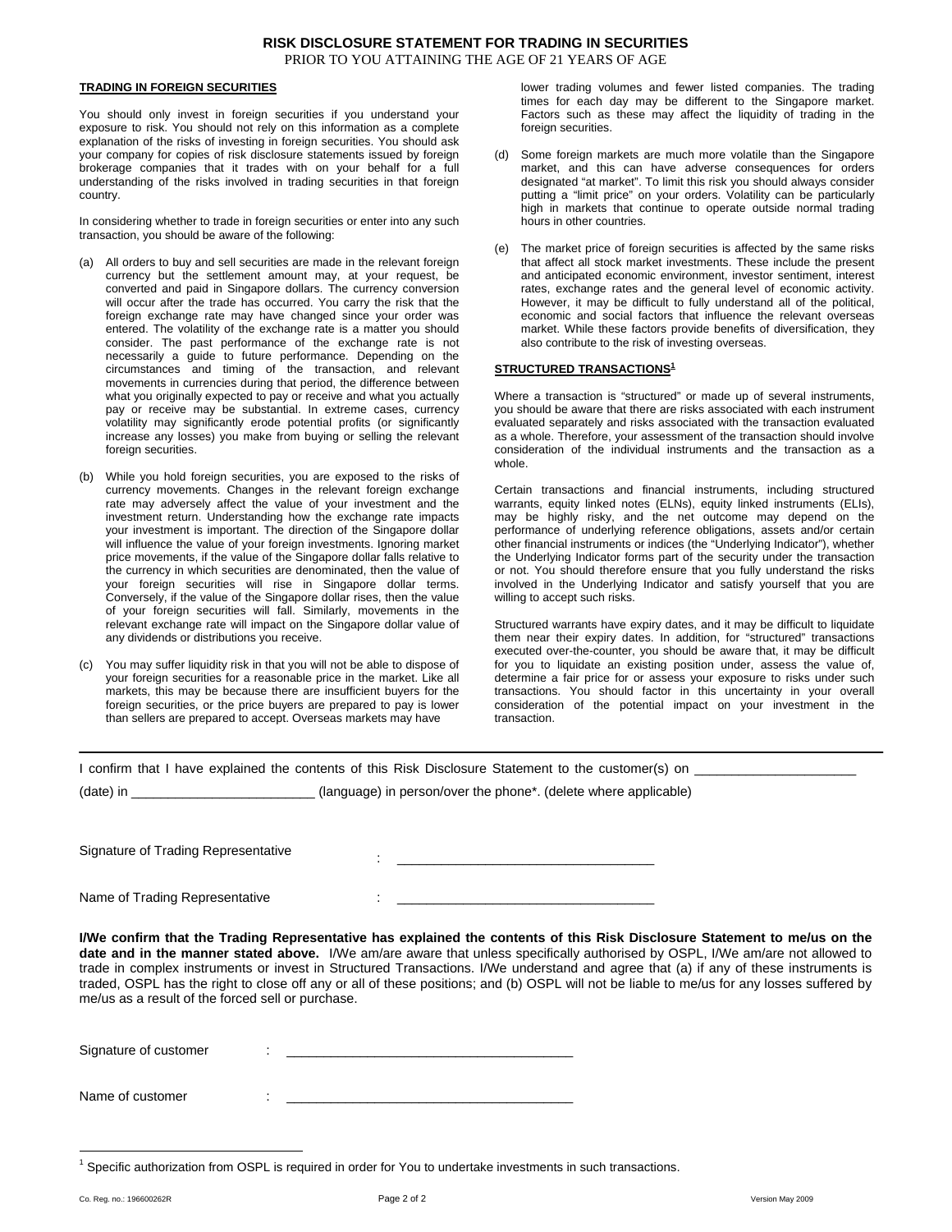# RISK DISCLOSURE STATEMENT FOR TRADING IN SECURITIES

PRIOR TO YOU ATTAINING THE AGE OF 21 YEARS OF AGE

## TRADING IN FOREIGN SECURITIES

You should only invest in foreign securities if you understand your exposure to risk. You should not rely on this information as a complete explanation of the risks of investing in foreign securities. You should ask your company for copies of risk disclosure statements issued by foreign brokerage companies that it trades with on your behalf for a full understanding of the risks involved in trading securities in that foreign country.

In considering whether to trade in foreign securities or enter into any such transaction, you should be aware of the following:

(a) All orders to buy and sell securities are made in the relevant foreign currency but the settlement amount may, at your request, be converted and paid in Singapore dollars. The currency conversion will occur after the trade has occurred. You carry the risk that the foreign exchange rate may have changed since your order was entered. The volatility of the exchange rate is a matter you should consider. The past performance of the exchange rate is not necessarily a guide to future performance. Depending on the circumstances and timing of the transaction, and relevant movements in currencies during that period, the difference between what you originally expected to pay or receive and what you actually pay or receive may be substantial. In extreme cases, currency volatility may significantly erode potential profits (or significantly increase any losses) you make from buying or selling the relevant foreign securities.

(b) While you hold foreign securities, you are exposed to the risks of currency movements. Changes in the relevant foreign exchange rate may adversely affect the value of your investment and the investment return. Understanding how the exchange rate impacts your investment is important. The direction of the Singapore dollar will influence the value of your foreign investments. Ignoring market price movements, if the value of the Singapore dollar falls relative to the currency in which securities are denominated, then the value of your foreign securities will rise in Singapore dollar terms. Conversely, if the value of the Singapore dollar rises, then the value of your foreign securities will fall. Similarly, movements in the relevant exchange rate will impact on the Singapore dollar value of any dividends or distributions you receive.

(c) You may suffer liquidity risk in that you will not be able to dispose of your foreign securities for a reasonable price in the market. Like all markets, this may be because there are insufficient buyers for the foreign securities, or the price buyers are prepared to pay is lower than sellers are prepared to accept. Overseas markets may have lower trading volumes and fewer listed companies. The trading times for each day may be different to the Singapore market. Factors such as these may affect the liquidity of trading in the foreign securities.

(d) Some foreign markets are much more volatile than the Singapore market, and this can have adverse consequences for orders designated "at market". To limit this risk you should always consider putting a "limit price" on your orders. Volatility can be particularly high in markets that continue to operate outside normal trading hours in other countries.

(e) The market price of foreign securities is affected by the same risks that affect all stock market investments. These include the present and anticipated economic environment, investor sentiment, interest rates, exchange rates and the general level of economic activity. However, it may be difficult to fully understand all of the political, economic and social factors that influence the relevant overseas market. While these factors provide benefits of diversification, they also contribute to the risk of investing overseas.

## STRUCTURED TRANSACTIONS[1]

Where a transaction is "structured" or made up of several instruments, you should be aware that there are risks associated with each instrument evaluated separately and risks associated with the transaction evaluated as a whole. Therefore, your assessment of the transaction should involve consideration of the individual instruments and the transaction as a whole.

Certain transactions and financial instruments, including structured warrants, equity linked notes (ELNs), equity linked instruments (ELIs), may be highly risky, and the net outcome may depend on the performance of underlying reference obligations, assets and/or certain other financial instruments or indices (the "Underlying Indicator"), whether the Underlying Indicator forms part of the security under the transaction or not. You should therefore ensure that you fully understand the risks involved in the Underlying Indicator and satisfy yourself that you are willing to accept such risks.

Structured warrants have expiry dates, and it may be difficult to liquidate them near their expiry dates. In addition, for "structured" transactions executed over-the-counter, you should be aware that, it may be difficult for you to liquidate an existing position under, assess the value of, determine a fair price for or assess your exposure to risks under such transactions. You should factor in this uncertainty in your overall consideration of the potential impact on your investment in the transaction.

---

I confirm that I have explained the contents of this Risk Disclosure Statement to the customer(s) on ____________________ (date) in ________________________ (language) in person/over the phone*. (delete where applicable)

Signature of Trading Representative : ________________________________

Name of Trading Representative : ________________________________

**I/We confirm that the Trading Representative has explained the contents of this Risk Disclosure Statement to me/us on the date and in the manner stated above.** I/We am/are aware that unless specifically authorised by OSPL, I/We am/are not allowed to trade in complex instruments or invest in Structured Transactions. I/We understand and agree that (a) if any of these instruments is traded, OSPL has the right to close off any or all of these positions; and (b) OSPL will not be liable to me/us for any losses suffered by me/us as a result of the forced sell or purchase.

Signature of customer : ____________________________________

Name of customer : ____________________________________

[1] Specific authorization from OSPL is required in order for You to undertake investments in such transactions.

Co. Reg. no.: 196600262R

Version May 2009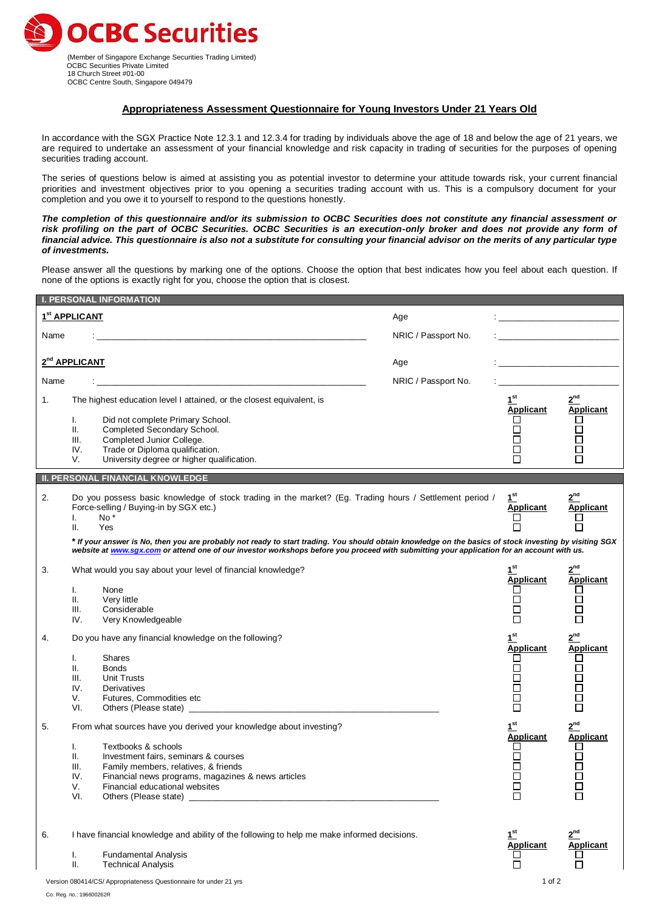**OCBC Securities**

(Member of Singapore Exchange Securities Trading Limited)
OCBC Securities Private Limited
18 Church Street #01-00
OCBC Centre South, Singapore 049479

# Appropriateness Assessment Questionnaire for Young Investors Under 21 Years Old

In accordance with the SGX Practice Note 12.3.1 and 12.3.4 for trading by individuals above the age of 18 and below the age of 21 years, we are required to undertake an assessment of your financial knowledge and risk capacity in trading of securities for the purposes of opening securities trading account.

The series of questions below is aimed at assisting you as potential investor to determine your attitude towards risk, your current financial priorities and investment objectives prior to you opening a securities trading account with us. This is a compulsory document for your completion and you owe it to yourself to respond to the questions honestly.

***The completion of this questionnaire and/or its submission to OCBC Securities does not constitute any financial assessment or risk profiling on the part of OCBC Securities. OCBC Securities is an execution-only broker and does not provide any form of financial advice. This questionnaire is also not a substitute for consulting your financial advisor on the merits of any particular type of investments.***

Please answer all the questions by marking one of the options. Choose the option that best indicates how you feel about each question. If none of the options is exactly right for you, choose the option that is closest.

## I. PERSONAL INFORMATION

**1st APPLICANT**

Name : ______________________ Age : ______________________

NRIC / Passport No. : ______________________

**2nd APPLICANT**

Name : ______________________ Age : ______________________

NRIC / Passport No. : ______________________

1. The highest education level I attained, or the closest equivalent, is

| | | 1st Applicant | 2nd Applicant |
|---|---|---|---|
| I. | Did not complete Primary School. | ☐ | ☐ |
| II. | Completed Secondary School. | ☐ | ☐ |
| III. | Completed Junior College. | ☐ | ☐ |
| IV. | Trade or Diploma qualification. | ☐ | ☐ |
| V. | University degree or higher qualification. | ☐ | ☐ |

## II. PERSONAL FINANCIAL KNOWLEDGE

2. Do you possess basic knowledge of stock trading in the market? (Eg. Trading hours / Settlement period / Force-selling / Buying-in by SGX etc.)

| | | 1st Applicant | 2nd Applicant |
|---|---|---|---|
| I. | No * | ☐ | ☐ |
| II. | Yes | ☐ | ☐ |

***\* If your answer is No, then you are probably not ready to start trading. You should obtain knowledge on the basics of stock investing by visiting SGX website at www.sgx.com or attend one of our investor workshops before you proceed with submitting your application for an account with us.***

3. What would you say about your level of financial knowledge?

| | | 1st Applicant | 2nd Applicant |
|---|---|---|---|
| I. | None | ☐ | ☐ |
| II. | Very little | ☐ | ☐ |
| III. | Considerable | ☐ | ☐ |
| IV. | Very Knowledgeable | ☐ | ☐ |

4. Do you have any financial knowledge on the following?

| | | 1st Applicant | 2nd Applicant |
|---|---|---|---|
| I. | Shares | ☐ | ☐ |
| II. | Bonds | ☐ | ☐ |
| III. | Unit Trusts | ☐ | ☐ |
| IV. | Derivatives | ☐ | ☐ |
| V. | Futures, Commodities etc | ☐ | ☐ |
| VI. | Others (Please state) ______________________ | ☐ | ☐ |

5. From what sources have you derived your knowledge about investing?

| | | 1st Applicant | 2nd Applicant |
|---|---|---|---|
| I. | Textbooks & schools | ☐ | ☐ |
| II. | Investment fairs, seminars & courses | ☐ | ☐ |
| III. | Family members, relatives, & friends | ☐ | ☐ |
| IV. | Financial news programs, magazines & news articles | ☐ | ☐ |
| V. | Financial educational websites | ☐ | ☐ |
| VI. | Others (Please state) ______________________ | ☐ | ☐ |

6. I have financial knowledge and ability of the following to help me make informed decisions.

| | | 1st Applicant | 2nd Applicant |
|---|---|---|---|
| I. | Fundamental Analysis | ☐ | ☐ |
| II. | Technical Analysis | ☐ | ☐ |

Version 080414/CS/ Appropriateness Questionnaire for under 21 yrs

Co. Reg. no.: 196600262R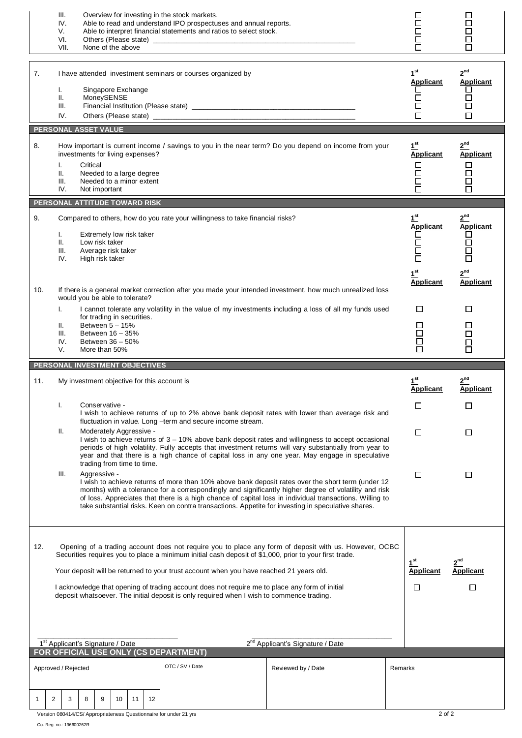| | | 1st Applicant | 2nd Applicant |
|---|---|---|---|
| III. | Overview for investing in the stock markets. | ☐ | ☐ |
| IV. | Able to read and understand IPO prospectuses and annual reports. | ☐ | ☐ |
| V. | Able to interpret financial statements and ratios to select stock. | ☐ | ☐ |
| VI. | Others (Please state) ______ | ☐ | ☐ |
| VII. | None of the above | ☐ | ☐ |

7. I have attended investment seminars or courses organized by

| | | 1st Applicant | 2nd Applicant |
|---|---|---|---|
| I. | Singapore Exchange | ☐ | ☐ |
| II. | MoneySENSE | ☐ | ☐ |
| III. | Financial Institution (Please state) ______ | ☐ | ☐ |
| IV. | Others (Please state) ______ | ☐ | ☐ |

## PERSONAL ASSET VALUE

8. How important is current income / savings to you in the near term? Do you depend on income from your investments for living expenses?

| | | 1st Applicant | 2nd Applicant |
|---|---|---|---|
| I. | Critical | ☐ | ☐ |
| II. | Needed to a large degree | ☐ | ☐ |
| III. | Needed to a minor extent | ☐ | ☐ |
| IV. | Not important | ☐ | ☐ |

## PERSONAL ATTITUDE TOWARD RISK

9. Compared to others, how do you rate your willingness to take financial risks?

| | | 1st Applicant | 2nd Applicant |
|---|---|---|---|
| I. | Extremely low risk taker | ☐ | ☐ |
| II. | Low risk taker | ☐ | ☐ |
| III. | Average risk taker | ☐ | ☐ |
| IV. | High risk taker | ☐ | ☐ |

10. If there is a general market correction after you made your intended investment, how much unrealized loss would you be able to tolerate?

| | | 1st Applicant | 2nd Applicant |
|---|---|---|---|
| I. | I cannot tolerate any volatility in the value of my investments including a loss of all my funds used for trading in securities. | ☐ | ☐ |
| II. | Between 5 – 15% | ☐ | ☐ |
| III. | Between 16 – 35% | ☐ | ☐ |
| IV. | Between 36 – 50% | ☐ | ☐ |
| V. | More than 50% | ☐ | ☐ |

## PERSONAL INVESTMENT OBJECTIVES

11. My investment objective for this account is

| | | 1st Applicant | 2nd Applicant |
|---|---|---|---|
| I. | Conservative - I wish to achieve returns of up to 2% above bank deposit rates with lower than average risk and fluctuation in value. Long –term and secure income stream. | ☐ | ☐ |
| II. | Moderately Aggressive - I wish to achieve returns of 3 – 10% above bank deposit rates and willingness to accept occasional periods of high volatility. Fully accepts that investment returns will vary substantially from year to year and that there is a high chance of capital loss in any one year. May engage in speculative trading from time to time. | ☐ | ☐ |
| III. | Aggressive - I wish to achieve returns of more than 10% above bank deposit rates over the short term (under 12 months) with a tolerance for a correspondingly and significantly higher degree of volatility and risk of loss. Appreciates that there is a high chance of capital loss in individual transactions. Willing to take substantial risks. Keen on contra transactions. Appetite for investing in speculative shares. | ☐ | ☐ |

12. Opening of a trading account does not require you to place any form of deposit with us. However, OCBC Securities requires you to place a minimum initial cash deposit of $1,000, prior to your first trade.

Your deposit will be returned to your trust account when you have reached 21 years old.

I acknowledge that opening of trading account does not require me to place any form of initial deposit whatsoever. The initial deposit is only required when I wish to commence trading.

| 1st Applicant | 2nd Applicant |
|---|---|
| ☐ | ☐ |

______________________________
1st Applicant's Signature / Date

______________________________
2nd Applicant's Signature / Date

## FOR OFFICIAL USE ONLY (CS DEPARTMENT)

| Approved / Rejected | OTC / SV / Date | Reviewed by / Date | Remarks |
|---|---|---|---|
| 1 \| 2 \| 3 \| 8 \| 9 \| 10 \| 11 \| 12 | | | |

Version 080414/CS/ Appropriateness Questionnaire for under 21 yrs

Co. Reg. no.: 196600262R